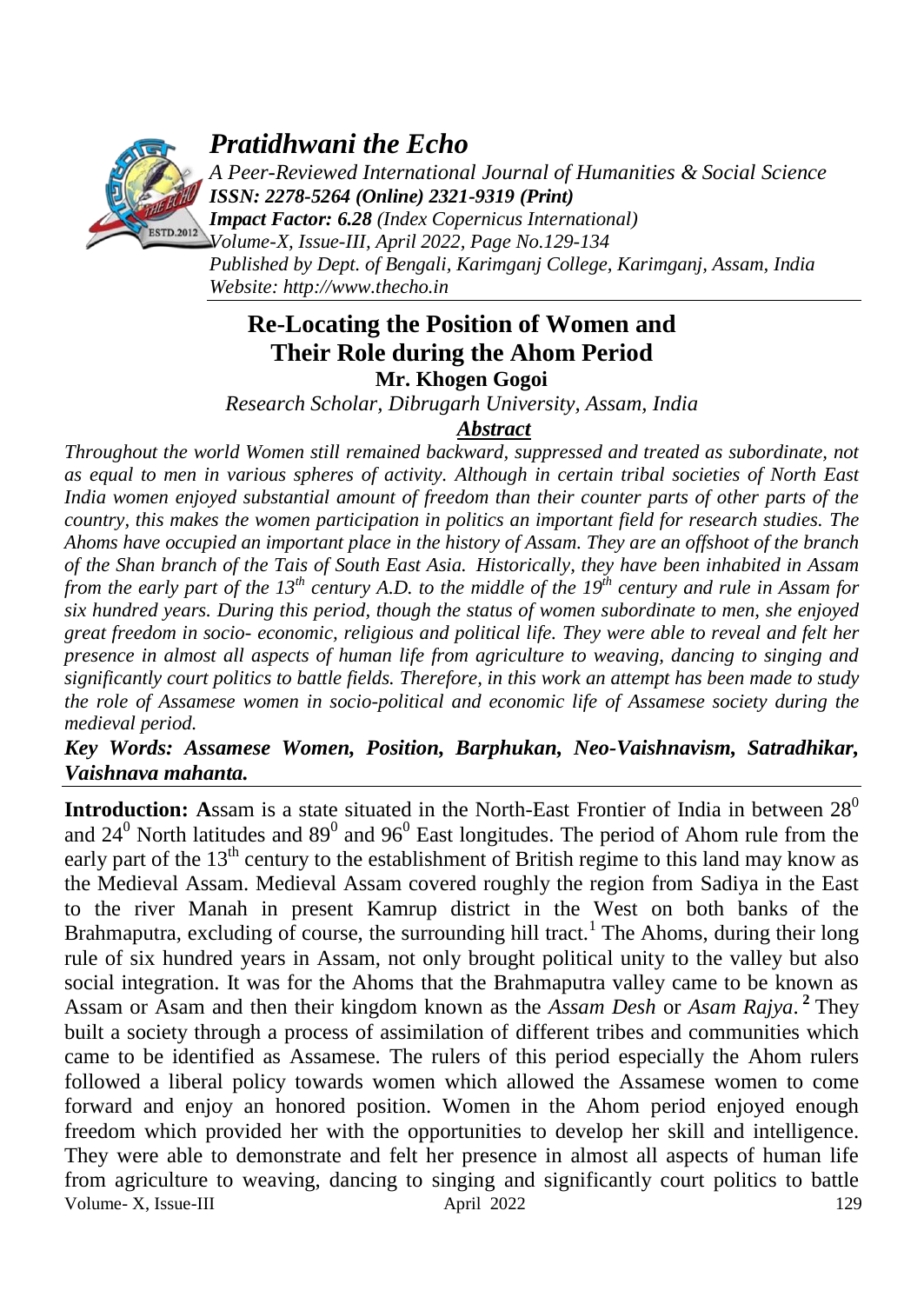# Pratidhwani the Echo

*A Peer-Reviewed International Journal of Humanities & Social Science*
***ISSN: 2278-5264 (Online) 2321-9319 (Print)***
***Impact Factor: 6.28** (Index Copernicus International)*
*Volume-X, Issue-III, April 2022, Page No.129-134*
*Published by Dept. of Bengali, Karimganj College, Karimganj, Assam, India*
*Website: http://www.thecho.in*

## Re-Locating the Position of Women and Their Role during the Ahom Period

**Mr. Khogen Gogoi**

*Research Scholar, Dibrugarh University, Assam, India*

***Abstract***

*Throughout the world Women still remained backward, suppressed and treated as subordinate, not as equal to men in various spheres of activity. Although in certain tribal societies of North East India women enjoyed substantial amount of freedom than their counter parts of other parts of the country, this makes the women participation in politics an important field for research studies. The Ahoms have occupied an important place in the history of Assam. They are an offshoot of the branch of the Shan branch of the Tais of South East Asia. Historically, they have been inhabited in Assam from the early part of the 13th century A.D. to the middle of the 19th century and rule in Assam for six hundred years. During this period, though the status of women subordinate to men, she enjoyed great freedom in socio- economic, religious and political life. They were able to reveal and felt her presence in almost all aspects of human life from agriculture to weaving, dancing to singing and significantly court politics to battle fields. Therefore, in this work an attempt has been made to study the role of Assamese women in socio-political and economic life of Assamese society during the medieval period.*

***Key Words: Assamese Women, Position, Barphukan, Neo-Vaishnavism, Satradhikar, Vaishnava mahanta.***

**Introduction: A**ssam is a state situated in the North-East Frontier of India in between $28^0$ and $24^0$ North latitudes and $89^0$ and $96^0$ East longitudes. The period of Ahom rule from the early part of the 13th century to the establishment of British regime to this land may know as the Medieval Assam. Medieval Assam covered roughly the region from Sadiya in the East to the river Manah in present Kamrup district in the West on both banks of the Brahmaputra, excluding of course, the surrounding hill tract.[1] The Ahoms, during their long rule of six hundred years in Assam, not only brought political unity to the valley but also social integration. It was for the Ahoms that the Brahmaputra valley came to be known as Assam or Asam and then their kingdom known as the *Assam Desh* or *Asam Rajya*.[2] They built a society through a process of assimilation of different tribes and communities which came to be identified as Assamese. The rulers of this period especially the Ahom rulers followed a liberal policy towards women which allowed the Assamese women to come forward and enjoy an honored position. Women in the Ahom period enjoyed enough freedom which provided her with the opportunities to develop her skill and intelligence. They were able to demonstrate and felt her presence in almost all aspects of human life from agriculture to weaving, dancing to singing and significantly court politics to battle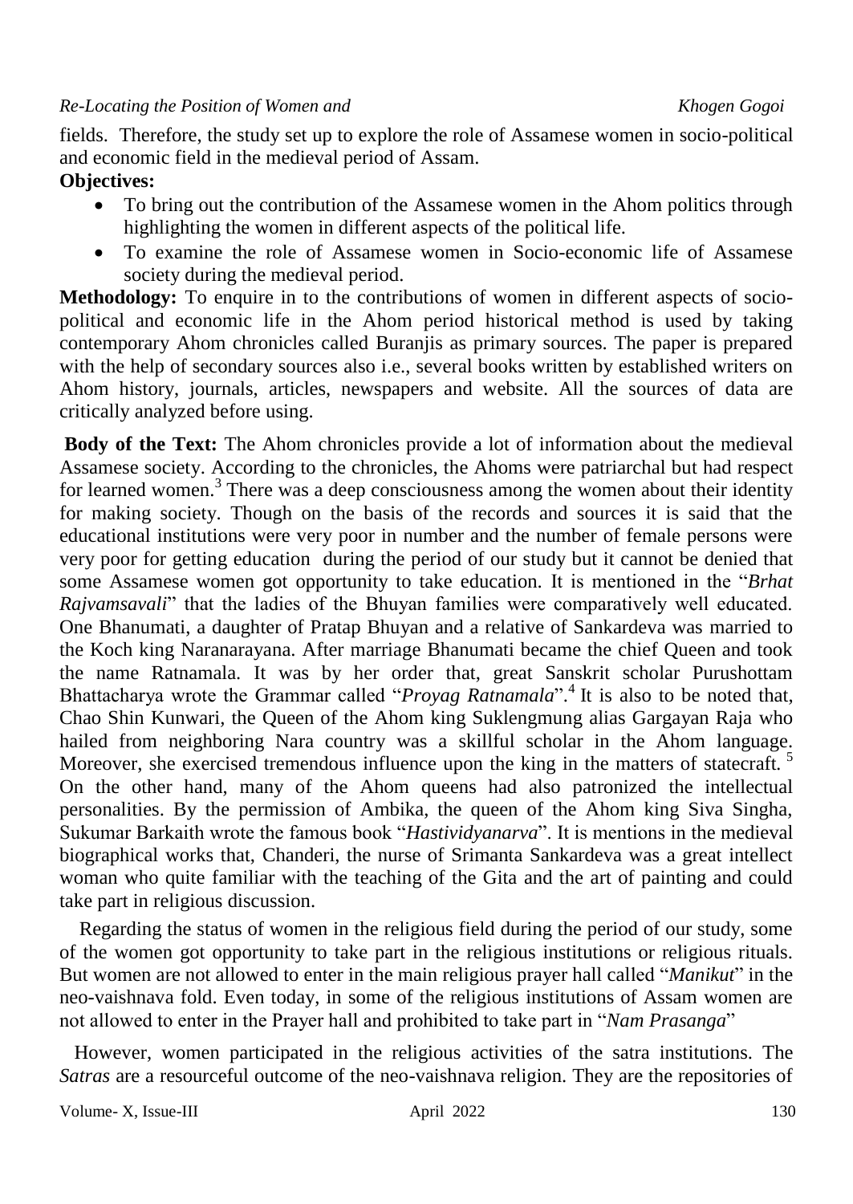fields. Therefore, the study set up to explore the role of Assamese women in socio-political and economic field in the medieval period of Assam.

**Objectives:**

- To bring out the contribution of the Assamese women in the Ahom politics through highlighting the women in different aspects of the political life.
- To examine the role of Assamese women in Socio-economic life of Assamese society during the medieval period.

**Methodology:** To enquire in to the contributions of women in different aspects of socio-political and economic life in the Ahom period historical method is used by taking contemporary Ahom chronicles called Buranjis as primary sources. The paper is prepared with the help of secondary sources also i.e., several books written by established writers on Ahom history, journals, articles, newspapers and website. All the sources of data are critically analyzed before using.

**Body of the Text:** The Ahom chronicles provide a lot of information about the medieval Assamese society. According to the chronicles, the Ahoms were patriarchal but had respect for learned women.[3] There was a deep consciousness among the women about their identity for making society. Though on the basis of the records and sources it is said that the educational institutions were very poor in number and the number of female persons were very poor for getting education during the period of our study but it cannot be denied that some Assamese women got opportunity to take education. It is mentioned in the "*Brhat Rajvamsavali*" that the ladies of the Bhuyan families were comparatively well educated. One Bhanumati, a daughter of Pratap Bhuyan and a relative of Sankardeva was married to the Koch king Naranarayana. After marriage Bhanumati became the chief Queen and took the name Ratnamala. It was by her order that, great Sanskrit scholar Purushottam Bhattacharya wrote the Grammar called "*Proyag Ratnamala*".[4] It is also to be noted that, Chao Shin Kunwari, the Queen of the Ahom king Suklengmung alias Gargayan Raja who hailed from neighboring Nara country was a skillful scholar in the Ahom language. Moreover, she exercised tremendous influence upon the king in the matters of statecraft.[5] On the other hand, many of the Ahom queens had also patronized the intellectual personalities. By the permission of Ambika, the queen of the Ahom king Siva Singha, Sukumar Barkaith wrote the famous book "*Hastividyanarva*". It is mentions in the medieval biographical works that, Chanderi, the nurse of Srimanta Sankardeva was a great intellect woman who quite familiar with the teaching of the Gita and the art of painting and could take part in religious discussion.

Regarding the status of women in the religious field during the period of our study, some of the women got opportunity to take part in the religious institutions or religious rituals. But women are not allowed to enter in the main religious prayer hall called "*Manikut*" in the neo-vaishnava fold. Even today, in some of the religious institutions of Assam women are not allowed to enter in the Prayer hall and prohibited to take part in "*Nam Prasanga*"

However, women participated in the religious activities of the satra institutions. The *Satras* are a resourceful outcome of the neo-vaishnava religion. They are the repositories of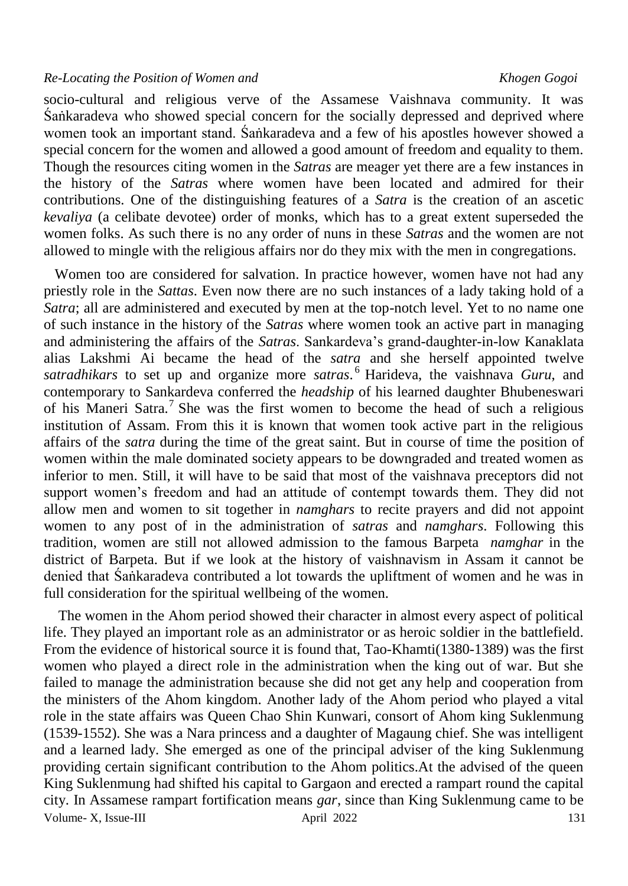socio-cultural and religious verve of the Assamese Vaishnava community. It was Śaṅkaradeva who showed special concern for the socially depressed and deprived where women took an important stand. Śaṅkaradeva and a few of his apostles however showed a special concern for the women and allowed a good amount of freedom and equality to them. Though the resources citing women in the *Satras* are meager yet there are a few instances in the history of the *Satras* where women have been located and admired for their contributions. One of the distinguishing features of a *Satra* is the creation of an ascetic *kevaliya* (a celibate devotee) order of monks, which has to a great extent superseded the women folks. As such there is no any order of nuns in these *Satras* and the women are not allowed to mingle with the religious affairs nor do they mix with the men in congregations.

Women too are considered for salvation. In practice however, women have not had any priestly role in the *Sattas*. Even now there are no such instances of a lady taking hold of a *Satra*; all are administered and executed by men at the top-notch level. Yet to no name one of such instance in the history of the *Satras* where women took an active part in managing and administering the affairs of the *Satras*. Sankardeva's grand-daughter-in-low Kanaklata alias Lakshmi Ai became the head of the *satra* and she herself appointed twelve *satradhikars* to set up and organize more *satras*.[6] Harideva, the vaishnava *Guru*, and contemporary to Sankardeva conferred the *headship* of his learned daughter Bhubeneswari of his Maneri Satra.[7] She was the first women to become the head of such a religious institution of Assam. From this it is known that women took active part in the religious affairs of the *satra* during the time of the great saint. But in course of time the position of women within the male dominated society appears to be downgraded and treated women as inferior to men. Still, it will have to be said that most of the vaishnava preceptors did not support women's freedom and had an attitude of contempt towards them. They did not allow men and women to sit together in *namghars* to recite prayers and did not appoint women to any post of in the administration of *satras* and *namghars*. Following this tradition, women are still not allowed admission to the famous Barpeta *namghar* in the district of Barpeta. But if we look at the history of vaishnavism in Assam it cannot be denied that Śaṅkaradeva contributed a lot towards the upliftment of women and he was in full consideration for the spiritual wellbeing of the women.

The women in the Ahom period showed their character in almost every aspect of political life. They played an important role as an administrator or as heroic soldier in the battlefield. From the evidence of historical source it is found that, Tao-Khamti(1380-1389) was the first women who played a direct role in the administration when the king out of war. But she failed to manage the administration because she did not get any help and cooperation from the ministers of the Ahom kingdom. Another lady of the Ahom period who played a vital role in the state affairs was Queen Chao Shin Kunwari, consort of Ahom king Suklenmung (1539-1552). She was a Nara princess and a daughter of Magaung chief. She was intelligent and a learned lady. She emerged as one of the principal adviser of the king Suklenmung providing certain significant contribution to the Ahom politics.At the advised of the queen King Suklenmung had shifted his capital to Gargaon and erected a rampart round the capital city. In Assamese rampart fortification means *gar*, since than King Suklenmung came to be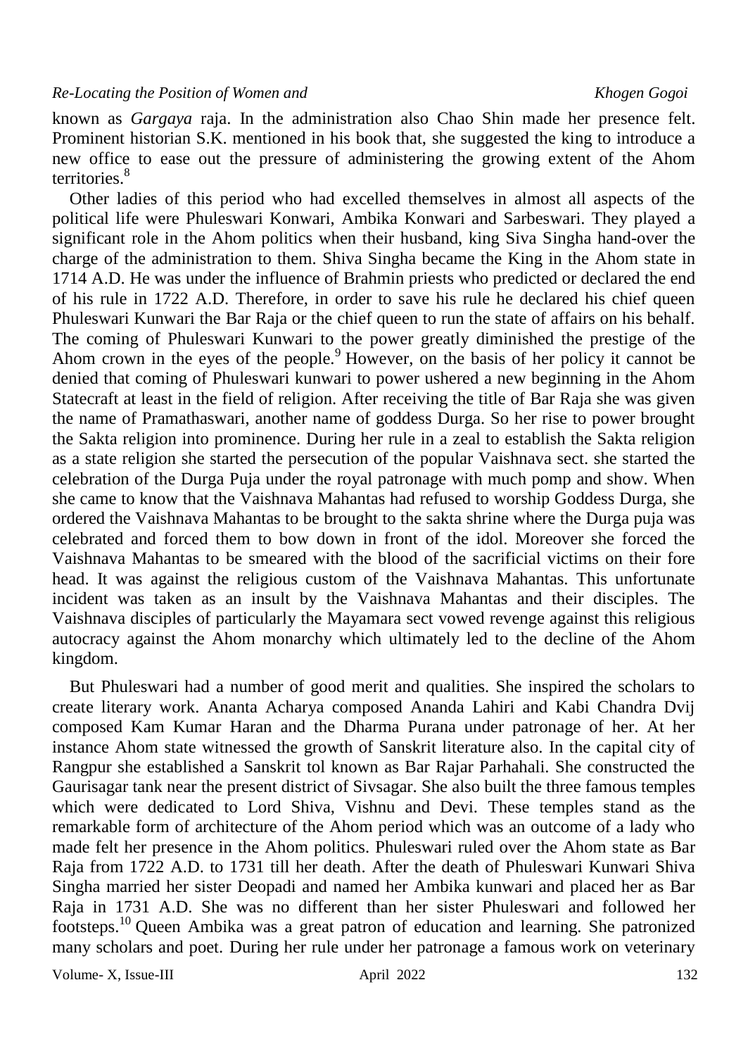known as *Gargaya* raja. In the administration also Chao Shin made her presence felt. Prominent historian S.K. mentioned in his book that, she suggested the king to introduce a new office to ease out the pressure of administering the growing extent of the Ahom territories.[8]

Other ladies of this period who had excelled themselves in almost all aspects of the political life were Phuleswari Konwari, Ambika Konwari and Sarbeswari. They played a significant role in the Ahom politics when their husband, king Siva Singha hand-over the charge of the administration to them. Shiva Singha became the King in the Ahom state in 1714 A.D. He was under the influence of Brahmin priests who predicted or declared the end of his rule in 1722 A.D. Therefore, in order to save his rule he declared his chief queen Phuleswari Kunwari the Bar Raja or the chief queen to run the state of affairs on his behalf. The coming of Phuleswari Kunwari to the power greatly diminished the prestige of the Ahom crown in the eyes of the people.[9] However, on the basis of her policy it cannot be denied that coming of Phuleswari kunwari to power ushered a new beginning in the Ahom Statecraft at least in the field of religion. After receiving the title of Bar Raja she was given the name of Pramathaswari, another name of goddess Durga. So her rise to power brought the Sakta religion into prominence. During her rule in a zeal to establish the Sakta religion as a state religion she started the persecution of the popular Vaishnava sect. she started the celebration of the Durga Puja under the royal patronage with much pomp and show. When she came to know that the Vaishnava Mahantas had refused to worship Goddess Durga, she ordered the Vaishnava Mahantas to be brought to the sakta shrine where the Durga puja was celebrated and forced them to bow down in front of the idol. Moreover she forced the Vaishnava Mahantas to be smeared with the blood of the sacrificial victims on their fore head. It was against the religious custom of the Vaishnava Mahantas. This unfortunate incident was taken as an insult by the Vaishnava Mahantas and their disciples. The Vaishnava disciples of particularly the Mayamara sect vowed revenge against this religious autocracy against the Ahom monarchy which ultimately led to the decline of the Ahom kingdom.

But Phuleswari had a number of good merit and qualities. She inspired the scholars to create literary work. Ananta Acharya composed Ananda Lahiri and Kabi Chandra Dvij composed Kam Kumar Haran and the Dharma Purana under patronage of her. At her instance Ahom state witnessed the growth of Sanskrit literature also. In the capital city of Rangpur she established a Sanskrit tol known as Bar Rajar Parhahali. She constructed the Gaurisagar tank near the present district of Sivsagar. She also built the three famous temples which were dedicated to Lord Shiva, Vishnu and Devi. These temples stand as the remarkable form of architecture of the Ahom period which was an outcome of a lady who made felt her presence in the Ahom politics. Phuleswari ruled over the Ahom state as Bar Raja from 1722 A.D. to 1731 till her death. After the death of Phuleswari Kunwari Shiva Singha married her sister Deopadi and named her Ambika kunwari and placed her as Bar Raja in 1731 A.D. She was no different than her sister Phuleswari and followed her footsteps.[10] Queen Ambika was a great patron of education and learning. She patronized many scholars and poet. During her rule under her patronage a famous work on veterinary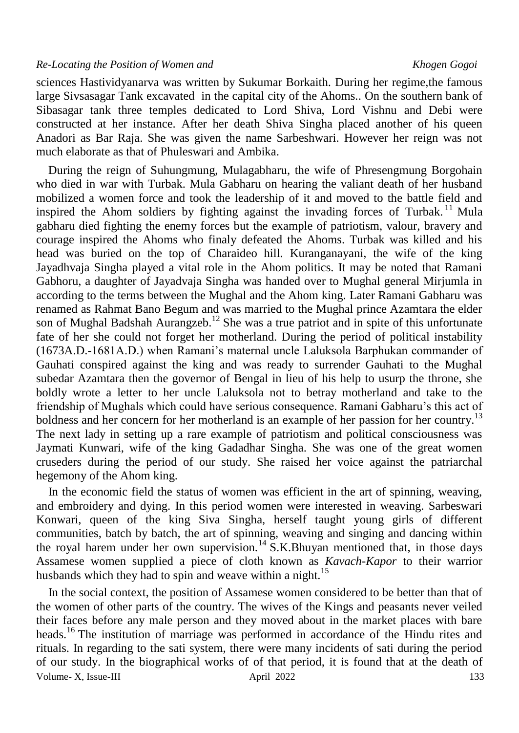sciences Hastividyanarva was written by Sukumar Borkaith. During her regime,the famous large Sivsasagar Tank excavated in the capital city of the Ahoms.. On the southern bank of Sibasagar tank three temples dedicated to Lord Shiva, Lord Vishnu and Debi were constructed at her instance. After her death Shiva Singha placed another of his queen Anadori as Bar Raja. She was given the name Sarbeshwari. However her reign was not much elaborate as that of Phuleswari and Ambika.

During the reign of Suhungmung, Mulagabharu, the wife of Phresengmung Borgohain who died in war with Turbak. Mula Gabharu on hearing the valiant death of her husband mobilized a women force and took the leadership of it and moved to the battle field and inspired the Ahom soldiers by fighting against the invading forces of Turbak.[11] Mula gabharu died fighting the enemy forces but the example of patriotism, valour, bravery and courage inspired the Ahoms who finaly defeated the Ahoms. Turbak was killed and his head was buried on the top of Charaideo hill. Kuranganayani, the wife of the king Jayadhvaja Singha played a vital role in the Ahom politics. It may be noted that Ramani Gabhoru, a daughter of Jayadvaja Singha was handed over to Mughal general Mirjumla in according to the terms between the Mughal and the Ahom king. Later Ramani Gabharu was renamed as Rahmat Bano Begum and was married to the Mughal prince Azamtara the elder son of Mughal Badshah Aurangzeb.[12] She was a true patriot and in spite of this unfortunate fate of her she could not forget her motherland. During the period of political instability (1673A.D.-1681A.D.) when Ramani's maternal uncle Laluksola Barphukan commander of Gauhati conspired against the king and was ready to surrender Gauhati to the Mughal subedar Azamtara then the governor of Bengal in lieu of his help to usurp the throne, she boldly wrote a letter to her uncle Laluksola not to betray motherland and take to the friendship of Mughals which could have serious consequence. Ramani Gabharu's this act of boldness and her concern for her motherland is an example of her passion for her country.[13] The next lady in setting up a rare example of patriotism and political consciousness was Jaymati Kunwari, wife of the king Gadadhar Singha. She was one of the great women cruseders during the period of our study. She raised her voice against the patriarchal hegemony of the Ahom king.

In the economic field the status of women was efficient in the art of spinning, weaving, and embroidery and dying. In this period women were interested in weaving. Sarbeswari Konwari, queen of the king Siva Singha, herself taught young girls of different communities, batch by batch, the art of spinning, weaving and singing and dancing within the royal harem under her own supervision.[14] S.K.Bhuyan mentioned that, in those days Assamese women supplied a piece of cloth known as *Kavach-Kapor* to their warrior husbands which they had to spin and weave within a night.[15]

In the social context, the position of Assamese women considered to be better than that of the women of other parts of the country. The wives of the Kings and peasants never veiled their faces before any male person and they moved about in the market places with bare heads.[16] The institution of marriage was performed in accordance of the Hindu rites and rituals. In regarding to the sati system, there were many incidents of sati during the period of our study. In the biographical works of of that period, it is found that at the death of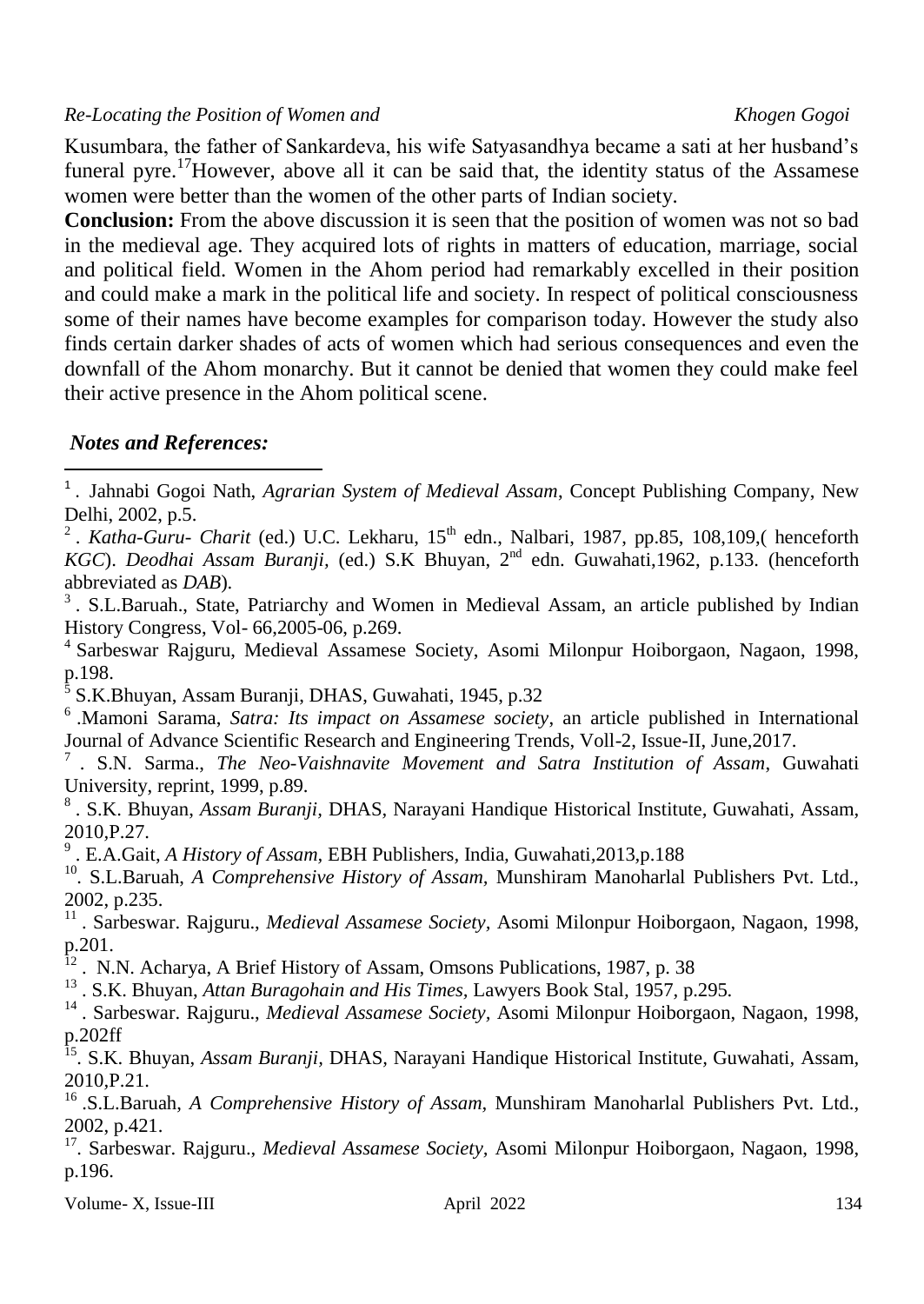Kusumbara, the father of Sankardeva, his wife Satyasandhya became a sati at her husband's funeral pyre.[17] However, above all it can be said that, the identity status of the Assamese women were better than the women of the other parts of Indian society.

**Conclusion:** From the above discussion it is seen that the position of women was not so bad in the medieval age. They acquired lots of rights in matters of education, marriage, social and political field. Women in the Ahom period had remarkably excelled in their position and could make a mark in the political life and society. In respect of political consciousness some of their names have become examples for comparison today. However the study also finds certain darker shades of acts of women which had serious consequences and even the downfall of the Ahom monarchy. But it cannot be denied that women they could make feel their active presence in the Ahom political scene.

***Notes and References:***

[1] . Jahnabi Gogoi Nath, *Agrarian System of Medieval Assam*, Concept Publishing Company, New Delhi, 2002, p.5.

[2] . *Katha-Guru- Charit* (ed.) U.C. Lekharu, 15th edn., Nalbari, 1987, pp.85, 108,109,( henceforth *KGC*). *Deodhai Assam Buranji*, (ed.) S.K Bhuyan, 2nd edn. Guwahati,1962, p.133. (henceforth abbreviated as *DAB*).

[3] . S.L.Baruah., State, Patriarchy and Women in Medieval Assam, an article published by Indian History Congress, Vol- 66,2005-06, p.269.

[4] Sarbeswar Rajguru, Medieval Assamese Society, Asomi Milonpur Hoiborgaon, Nagaon, 1998, p.198.

[5] S.K.Bhuyan, Assam Buranji, DHAS, Guwahati, 1945, p.32

[6] .Mamoni Sarama, *Satra: Its impact on Assamese society*, an article published in International Journal of Advance Scientific Research and Engineering Trends, Voll-2, Issue-II, June,2017.

[7] . S.N. Sarma., *The Neo-Vaishnavite Movement and Satra Institution of Assam*, Guwahati University, reprint, 1999, p.89.

[8] . S.K. Bhuyan, *Assam Buranji*, DHAS, Narayani Handique Historical Institute, Guwahati, Assam, 2010,P.27.

[9] . E.A.Gait, *A History of Assam*, EBH Publishers, India, Guwahati,2013,p.188

[10]. S.L.Baruah, *A Comprehensive History of Assam*, Munshiram Manoharlal Publishers Pvt. Ltd., 2002, p.235.

[11] . Sarbeswar. Rajguru., *Medieval Assamese Society*, Asomi Milonpur Hoiborgaon, Nagaon, 1998, p.201.

[12] . N.N. Acharya, A Brief History of Assam, Omsons Publications, 1987, p. 38

[13] . S.K. Bhuyan, *Attan Buragohain and His Times*, Lawyers Book Stal, 1957, p.295.

[14] . Sarbeswar. Rajguru., *Medieval Assamese Society*, Asomi Milonpur Hoiborgaon, Nagaon, 1998, p.202ff

[15]. S.K. Bhuyan, *Assam Buranji*, DHAS, Narayani Handique Historical Institute, Guwahati, Assam, 2010,P.21.

[16] .S.L.Baruah, *A Comprehensive History of Assam*, Munshiram Manoharlal Publishers Pvt. Ltd., 2002, p.421.

[17]. Sarbeswar. Rajguru., *Medieval Assamese Society*, Asomi Milonpur Hoiborgaon, Nagaon, 1998, p.196.